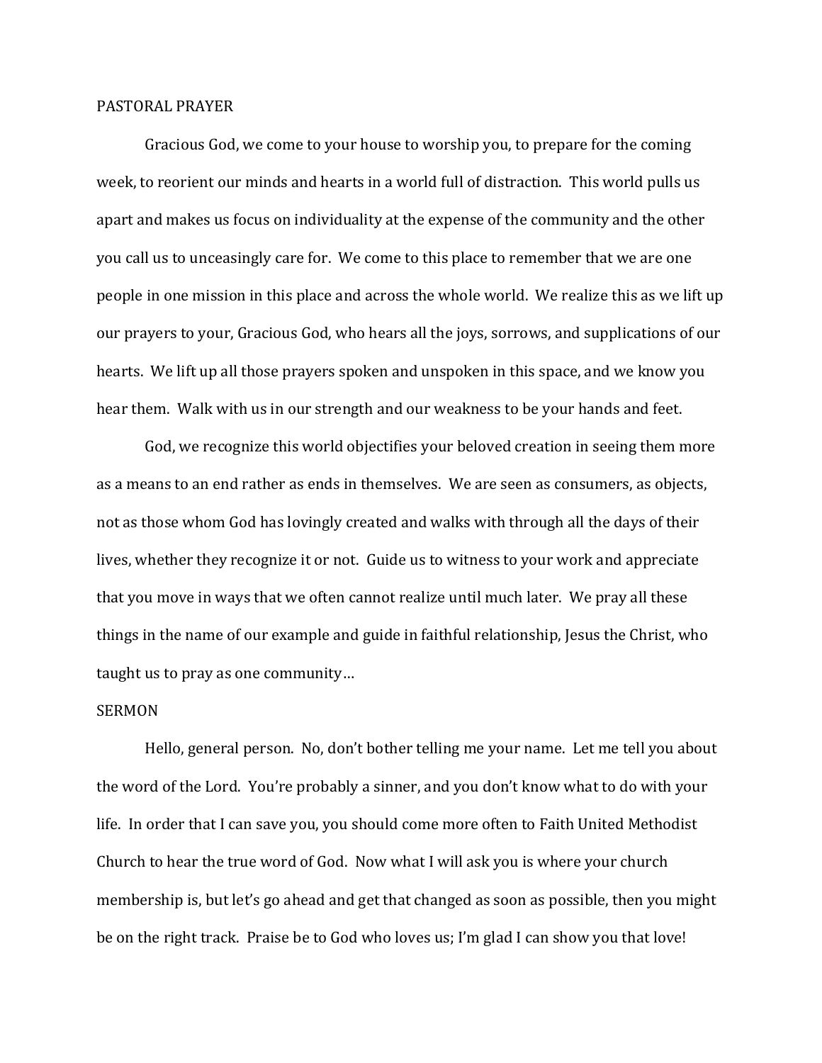PASTORAL PRAYER

Gracious God, we come to your house to worship you, to prepare for the coming week, to reorient our minds and hearts in a world full of distraction. This world pulls us apart and makes us focus on individuality at the expense of the community and the other you call us to unceasingly care for. We come to this place to remember that we are one people in one mission in this place and across the whole world. We realize this as we lift up our prayers to your, Gracious God, who hears all the joys, sorrows, and supplications of our hearts. We lift up all those prayers spoken and unspoken in this space, and we know you hear them. Walk with us in our strength and our weakness to be your hands and feet.

God, we recognize this world objectifies your beloved creation in seeing them more as a means to an end rather as ends in themselves. We are seen as consumers, as objects, not as those whom God has lovingly created and walks with through all the days of their lives, whether they recognize it or not. Guide us to witness to your work and appreciate that you move in ways that we often cannot realize until much later. We pray all these things in the name of our example and guide in faithful relationship, Jesus the Christ, who taught us to pray as one community…

SERMON

Hello, general person. No, don't bother telling me your name. Let me tell you about the word of the Lord. You're probably a sinner, and you don't know what to do with your life. In order that I can save you, you should come more often to Faith United Methodist Church to hear the true word of God. Now what I will ask you is where your church membership is, but let's go ahead and get that changed as soon as possible, then you might be on the right track. Praise be to God who loves us; I'm glad I can show you that love!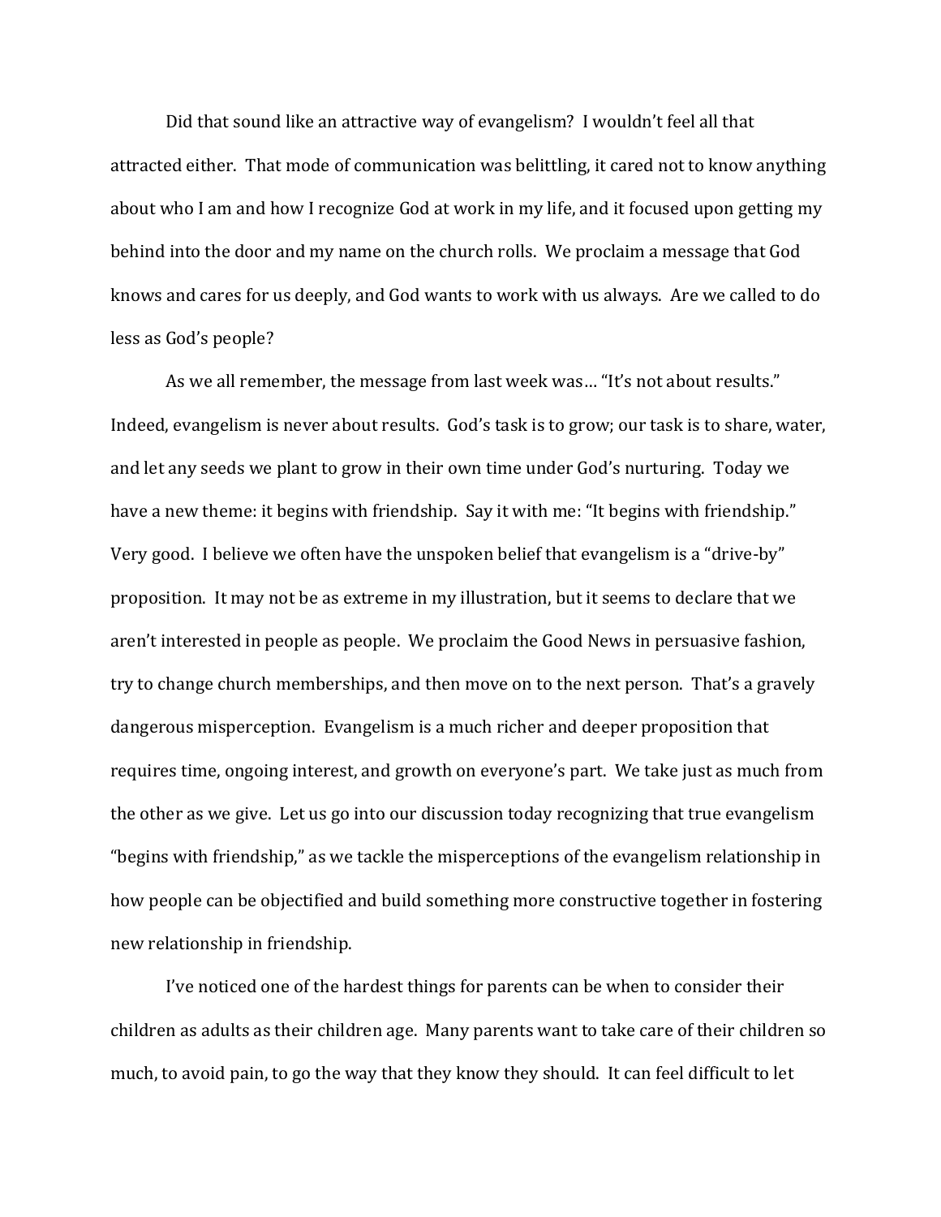Did that sound like an attractive way of evangelism? I wouldn't feel all that attracted either. That mode of communication was belittling, it cared not to know anything about who I am and how I recognize God at work in my life, and it focused upon getting my behind into the door and my name on the church rolls. We proclaim a message that God knows and cares for us deeply, and God wants to work with us always. Are we called to do less as God's people?

As we all remember, the message from last week was… "It's not about results." Indeed, evangelism is never about results. God's task is to grow; our task is to share, water, and let any seeds we plant to grow in their own time under God's nurturing. Today we have a new theme: it begins with friendship. Say it with me: "It begins with friendship." Very good. I believe we often have the unspoken belief that evangelism is a "drive-by" proposition. It may not be as extreme in my illustration, but it seems to declare that we aren't interested in people as people. We proclaim the Good News in persuasive fashion, try to change church memberships, and then move on to the next person. That's a gravely dangerous misperception. Evangelism is a much richer and deeper proposition that requires time, ongoing interest, and growth on everyone's part. We take just as much from the other as we give. Let us go into our discussion today recognizing that true evangelism "begins with friendship," as we tackle the misperceptions of the evangelism relationship in how people can be objectified and build something more constructive together in fostering new relationship in friendship.

I've noticed one of the hardest things for parents can be when to consider their children as adults as their children age. Many parents want to take care of their children so much, to avoid pain, to go the way that they know they should. It can feel difficult to let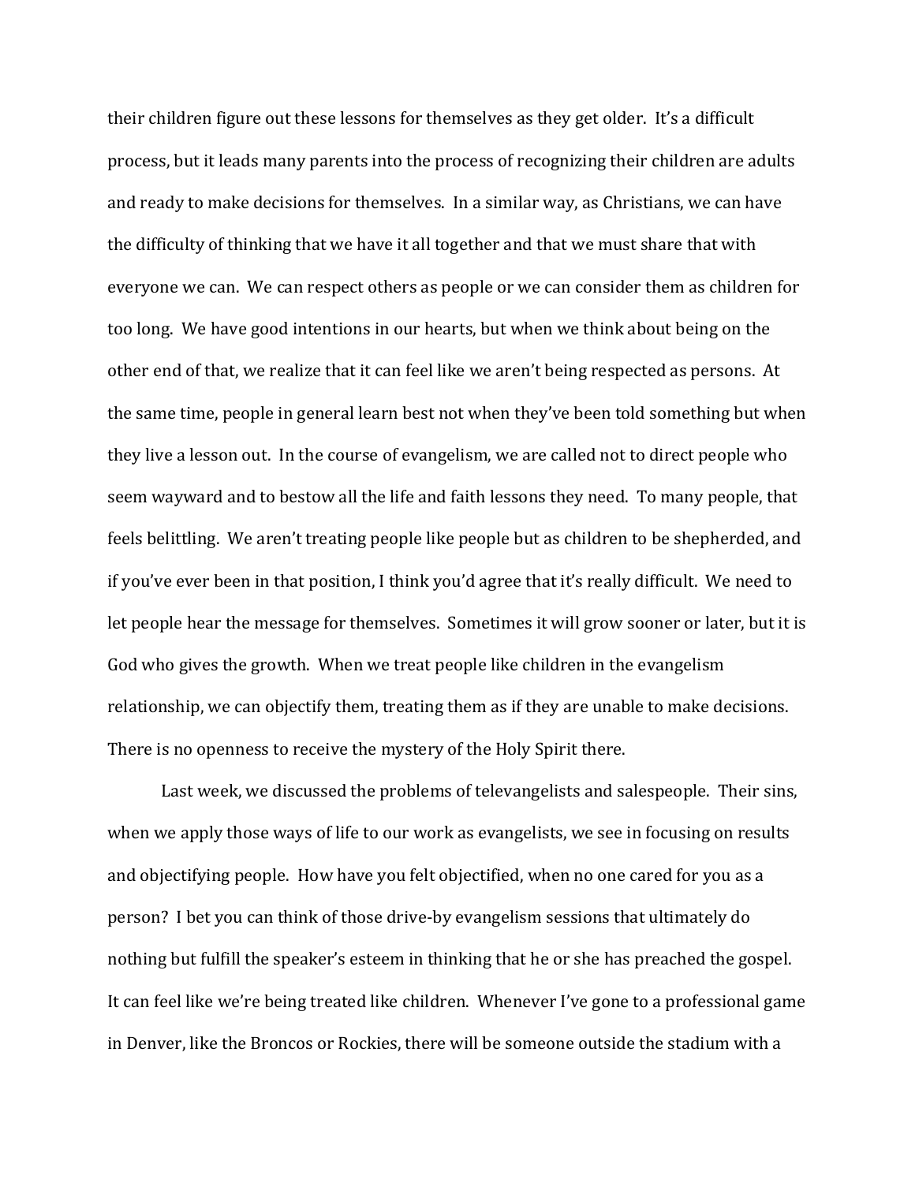their children figure out these lessons for themselves as they get older. It's a difficult process, but it leads many parents into the process of recognizing their children are adults and ready to make decisions for themselves. In a similar way, as Christians, we can have the difficulty of thinking that we have it all together and that we must share that with everyone we can. We can respect others as people or we can consider them as children for too long. We have good intentions in our hearts, but when we think about being on the other end of that, we realize that it can feel like we aren't being respected as persons. At the same time, people in general learn best not when they've been told something but when they live a lesson out. In the course of evangelism, we are called not to direct people who seem wayward and to bestow all the life and faith lessons they need. To many people, that feels belittling. We aren't treating people like people but as children to be shepherded, and if you've ever been in that position, I think you'd agree that it's really difficult. We need to let people hear the message for themselves. Sometimes it will grow sooner or later, but it is God who gives the growth. When we treat people like children in the evangelism relationship, we can objectify them, treating them as if they are unable to make decisions. There is no openness to receive the mystery of the Holy Spirit there.

Last week, we discussed the problems of televangelists and salespeople. Their sins, when we apply those ways of life to our work as evangelists, we see in focusing on results and objectifying people. How have you felt objectified, when no one cared for you as a person? I bet you can think of those drive-by evangelism sessions that ultimately do nothing but fulfill the speaker's esteem in thinking that he or she has preached the gospel. It can feel like we're being treated like children. Whenever I've gone to a professional game in Denver, like the Broncos or Rockies, there will be someone outside the stadium with a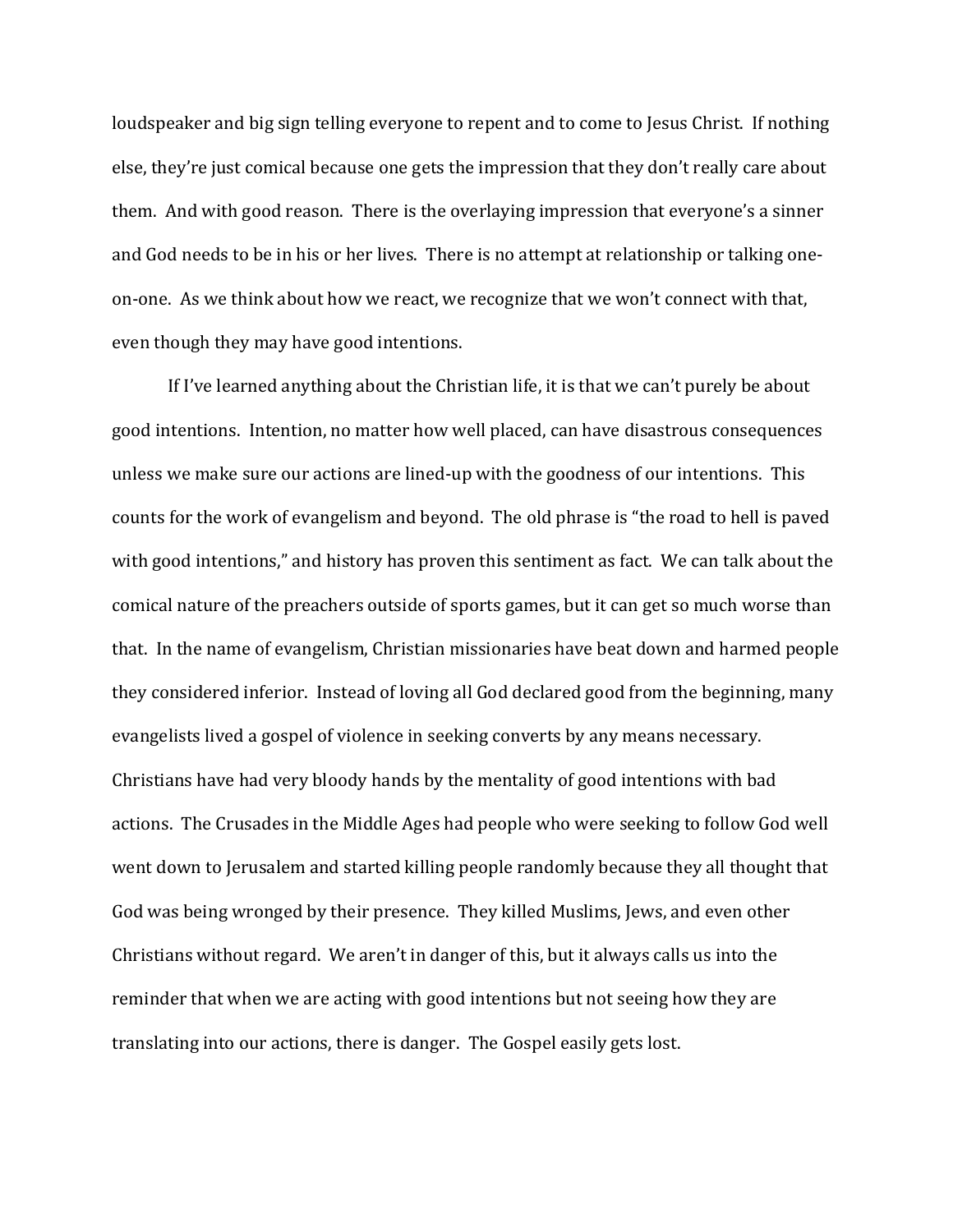loudspeaker and big sign telling everyone to repent and to come to Jesus Christ. If nothing else, they're just comical because one gets the impression that they don't really care about them. And with good reason. There is the overlaying impression that everyone's a sinner and God needs to be in his or her lives. There is no attempt at relationship or talking one-on-one. As we think about how we react, we recognize that we won't connect with that, even though they may have good intentions.

If I've learned anything about the Christian life, it is that we can't purely be about good intentions. Intention, no matter how well placed, can have disastrous consequences unless we make sure our actions are lined-up with the goodness of our intentions. This counts for the work of evangelism and beyond. The old phrase is "the road to hell is paved with good intentions," and history has proven this sentiment as fact. We can talk about the comical nature of the preachers outside of sports games, but it can get so much worse than that. In the name of evangelism, Christian missionaries have beat down and harmed people they considered inferior. Instead of loving all God declared good from the beginning, many evangelists lived a gospel of violence in seeking converts by any means necessary. Christians have had very bloody hands by the mentality of good intentions with bad actions. The Crusades in the Middle Ages had people who were seeking to follow God well went down to Jerusalem and started killing people randomly because they all thought that God was being wronged by their presence. They killed Muslims, Jews, and even other Christians without regard. We aren't in danger of this, but it always calls us into the reminder that when we are acting with good intentions but not seeing how they are translating into our actions, there is danger. The Gospel easily gets lost.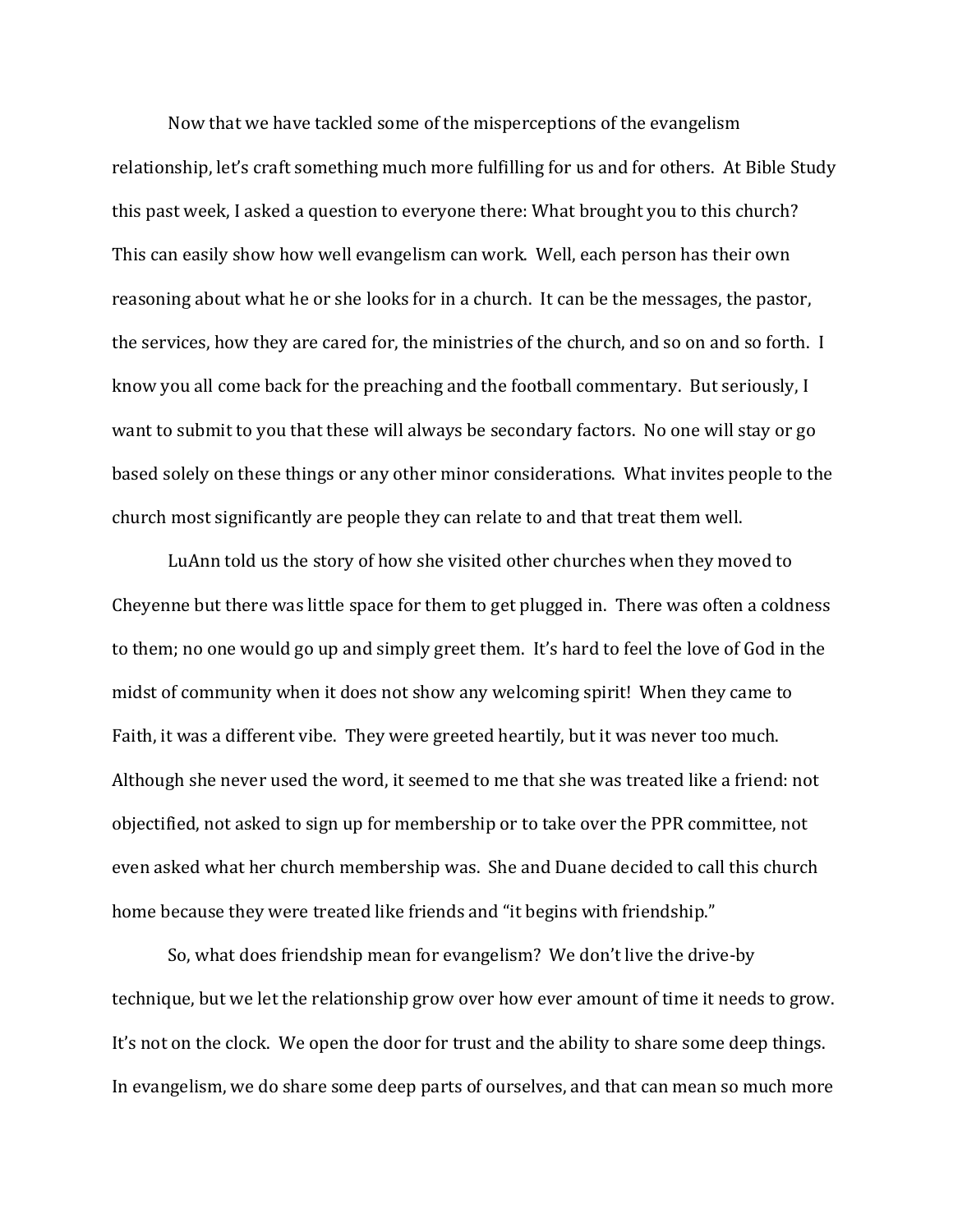Now that we have tackled some of the misperceptions of the evangelism relationship, let's craft something much more fulfilling for us and for others. At Bible Study this past week, I asked a question to everyone there: What brought you to this church? This can easily show how well evangelism can work. Well, each person has their own reasoning about what he or she looks for in a church. It can be the messages, the pastor, the services, how they are cared for, the ministries of the church, and so on and so forth. I know you all come back for the preaching and the football commentary. But seriously, I want to submit to you that these will always be secondary factors. No one will stay or go based solely on these things or any other minor considerations. What invites people to the church most significantly are people they can relate to and that treat them well.

LuAnn told us the story of how she visited other churches when they moved to Cheyenne but there was little space for them to get plugged in. There was often a coldness to them; no one would go up and simply greet them. It's hard to feel the love of God in the midst of community when it does not show any welcoming spirit! When they came to Faith, it was a different vibe. They were greeted heartily, but it was never too much. Although she never used the word, it seemed to me that she was treated like a friend: not objectified, not asked to sign up for membership or to take over the PPR committee, not even asked what her church membership was. She and Duane decided to call this church home because they were treated like friends and "it begins with friendship."

So, what does friendship mean for evangelism? We don't live the drive-by technique, but we let the relationship grow over how ever amount of time it needs to grow. It's not on the clock. We open the door for trust and the ability to share some deep things. In evangelism, we do share some deep parts of ourselves, and that can mean so much more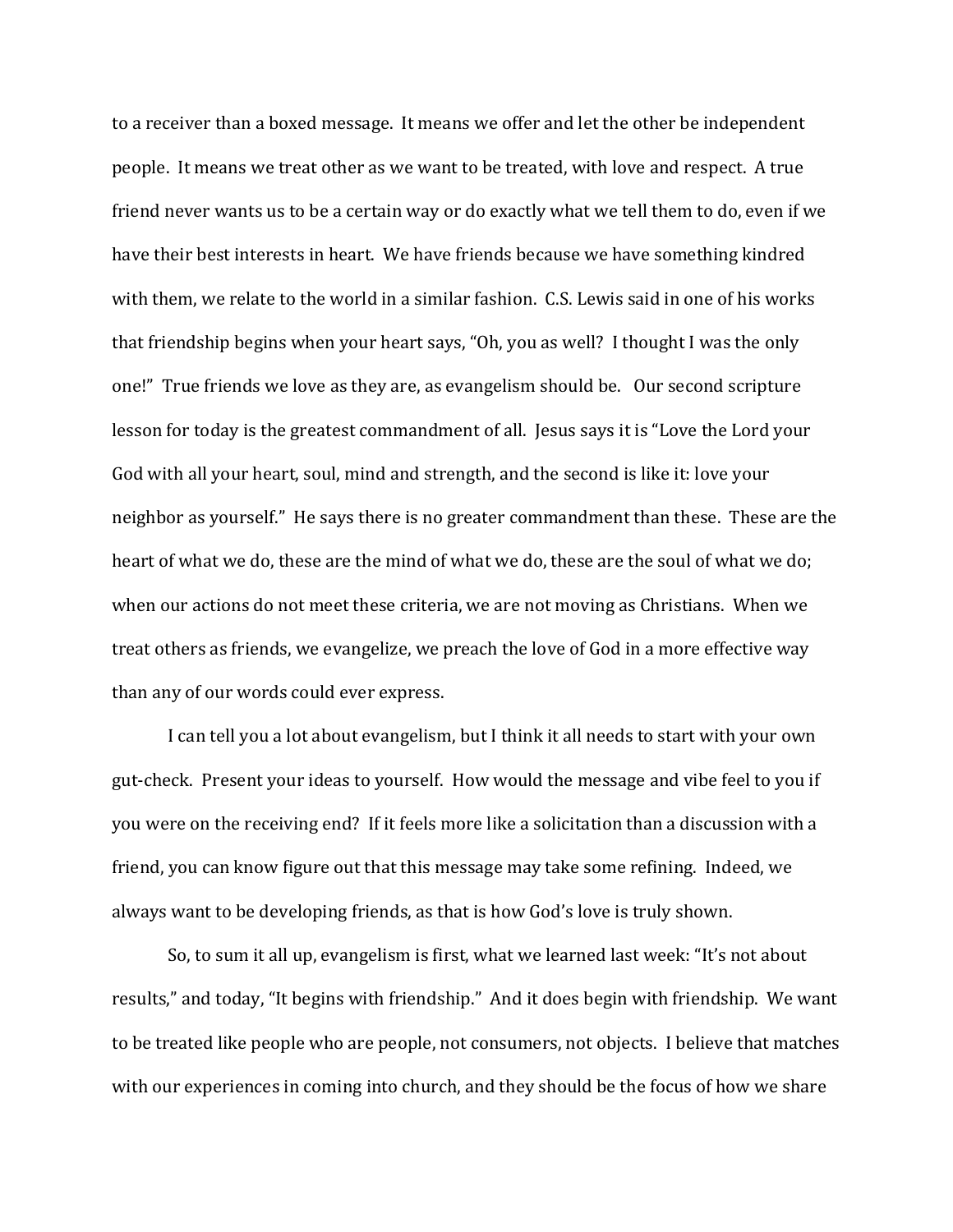to a receiver than a boxed message. It means we offer and let the other be independent people. It means we treat other as we want to be treated, with love and respect. A true friend never wants us to be a certain way or do exactly what we tell them to do, even if we have their best interests in heart. We have friends because we have something kindred with them, we relate to the world in a similar fashion. C.S. Lewis said in one of his works that friendship begins when your heart says, "Oh, you as well? I thought I was the only one!" True friends we love as they are, as evangelism should be. Our second scripture lesson for today is the greatest commandment of all. Jesus says it is "Love the Lord your God with all your heart, soul, mind and strength, and the second is like it: love your neighbor as yourself." He says there is no greater commandment than these. These are the heart of what we do, these are the mind of what we do, these are the soul of what we do; when our actions do not meet these criteria, we are not moving as Christians. When we treat others as friends, we evangelize, we preach the love of God in a more effective way than any of our words could ever express.

I can tell you a lot about evangelism, but I think it all needs to start with your own gut-check. Present your ideas to yourself. How would the message and vibe feel to you if you were on the receiving end? If it feels more like a solicitation than a discussion with a friend, you can know figure out that this message may take some refining. Indeed, we always want to be developing friends, as that is how God's love is truly shown.

So, to sum it all up, evangelism is first, what we learned last week: "It's not about results," and today, "It begins with friendship." And it does begin with friendship. We want to be treated like people who are people, not consumers, not objects. I believe that matches with our experiences in coming into church, and they should be the focus of how we share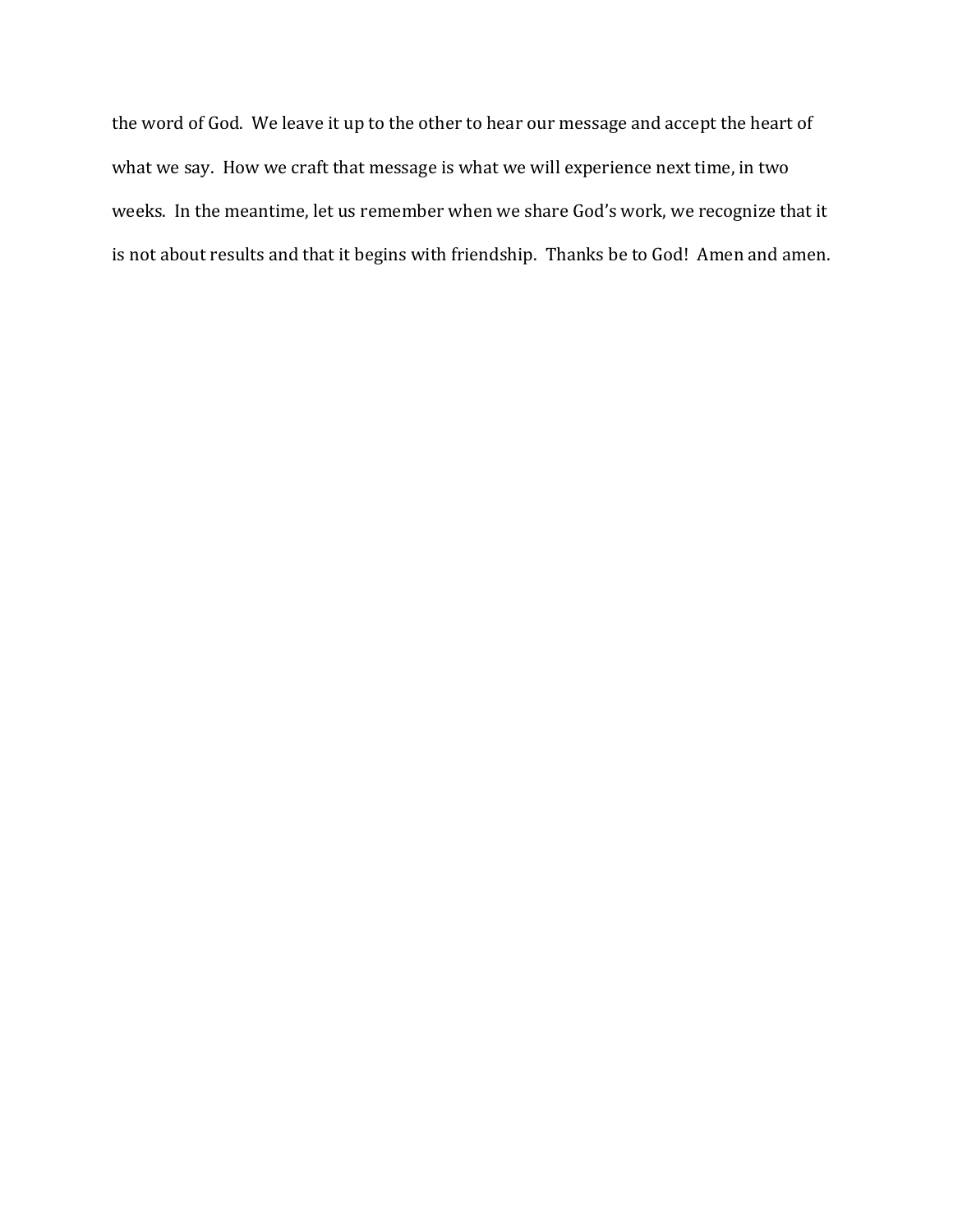the word of God. We leave it up to the other to hear our message and accept the heart of what we say. How we craft that message is what we will experience next time, in two weeks. In the meantime, let us remember when we share God's work, we recognize that it is not about results and that it begins with friendship. Thanks be to God! Amen and amen.